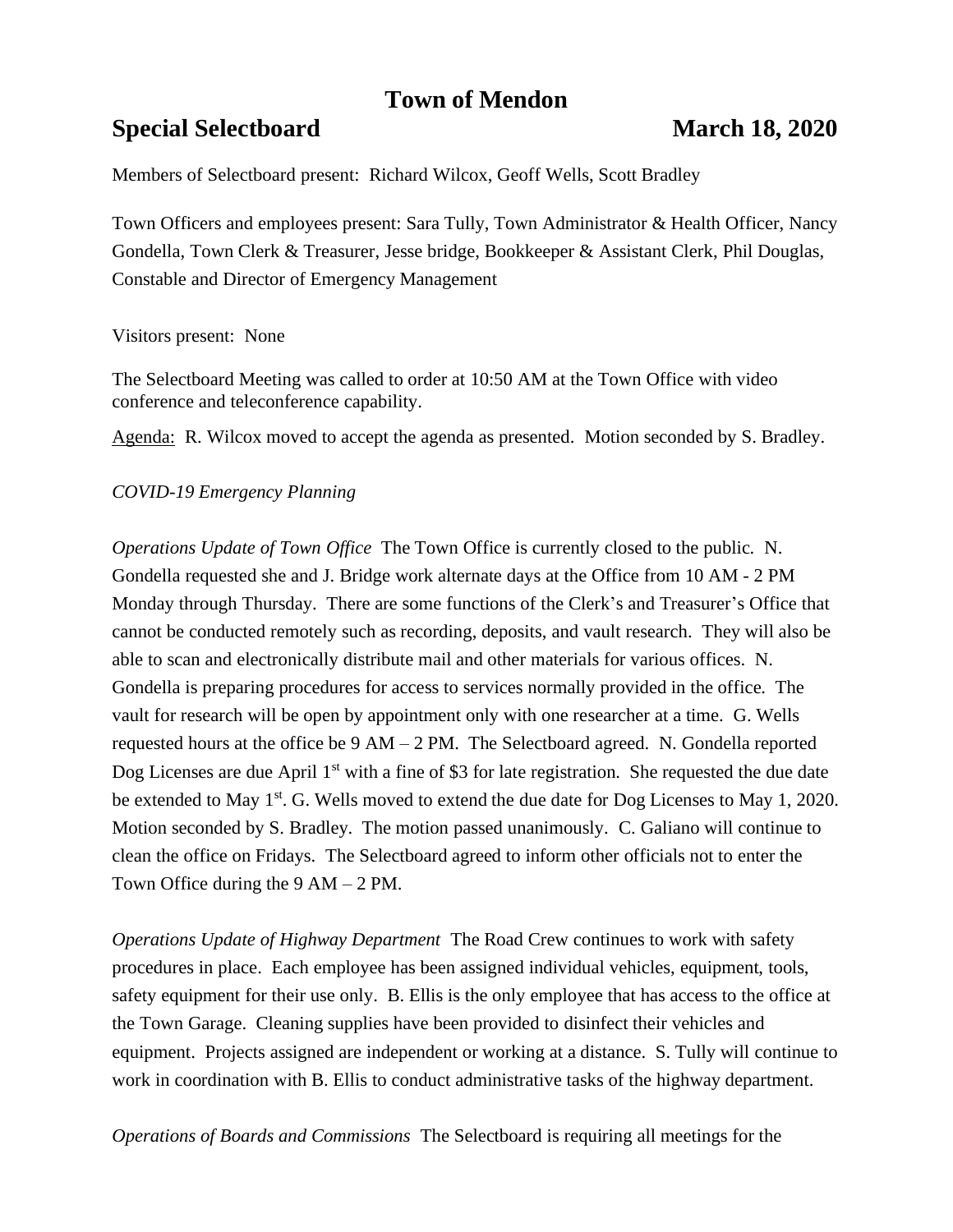# Town of Mendon

## Special Selectboard March 18, 2020

Members of Selectboard present: Richard Wilcox, Geoff Wells, Scott Bradley

Town Officers and employees present: Sara Tully, Town Administrator & Health Officer, Nancy Gondella, Town Clerk & Treasurer, Jesse bridge, Bookkeeper & Assistant Clerk, Phil Douglas, Constable and Director of Emergency Management

Visitors present: None

The Selectboard Meeting was called to order at 10:50 AM at the Town Office with video conference and teleconference capability.

Agenda: R. Wilcox moved to accept the agenda as presented. Motion seconded by S. Bradley.

*COVID-19 Emergency Planning*

*Operations Update of Town Office* The Town Office is currently closed to the public. N. Gondella requested she and J. Bridge work alternate days at the Office from 10 AM - 2 PM Monday through Thursday. There are some functions of the Clerk's and Treasurer's Office that cannot be conducted remotely such as recording, deposits, and vault research. They will also be able to scan and electronically distribute mail and other materials for various offices. N. Gondella is preparing procedures for access to services normally provided in the office. The vault for research will be open by appointment only with one researcher at a time. G. Wells requested hours at the office be 9 AM – 2 PM. The Selectboard agreed. N. Gondella reported Dog Licenses are due April 1st with a fine of $3 for late registration. She requested the due date be extended to May 1st. G. Wells moved to extend the due date for Dog Licenses to May 1, 2020. Motion seconded by S. Bradley. The motion passed unanimously. C. Galiano will continue to clean the office on Fridays. The Selectboard agreed to inform other officials not to enter the Town Office during the 9 AM – 2 PM.

*Operations Update of Highway Department* The Road Crew continues to work with safety procedures in place. Each employee has been assigned individual vehicles, equipment, tools, safety equipment for their use only. B. Ellis is the only employee that has access to the office at the Town Garage. Cleaning supplies have been provided to disinfect their vehicles and equipment. Projects assigned are independent or working at a distance. S. Tully will continue to work in coordination with B. Ellis to conduct administrative tasks of the highway department.

*Operations of Boards and Commissions* The Selectboard is requiring all meetings for the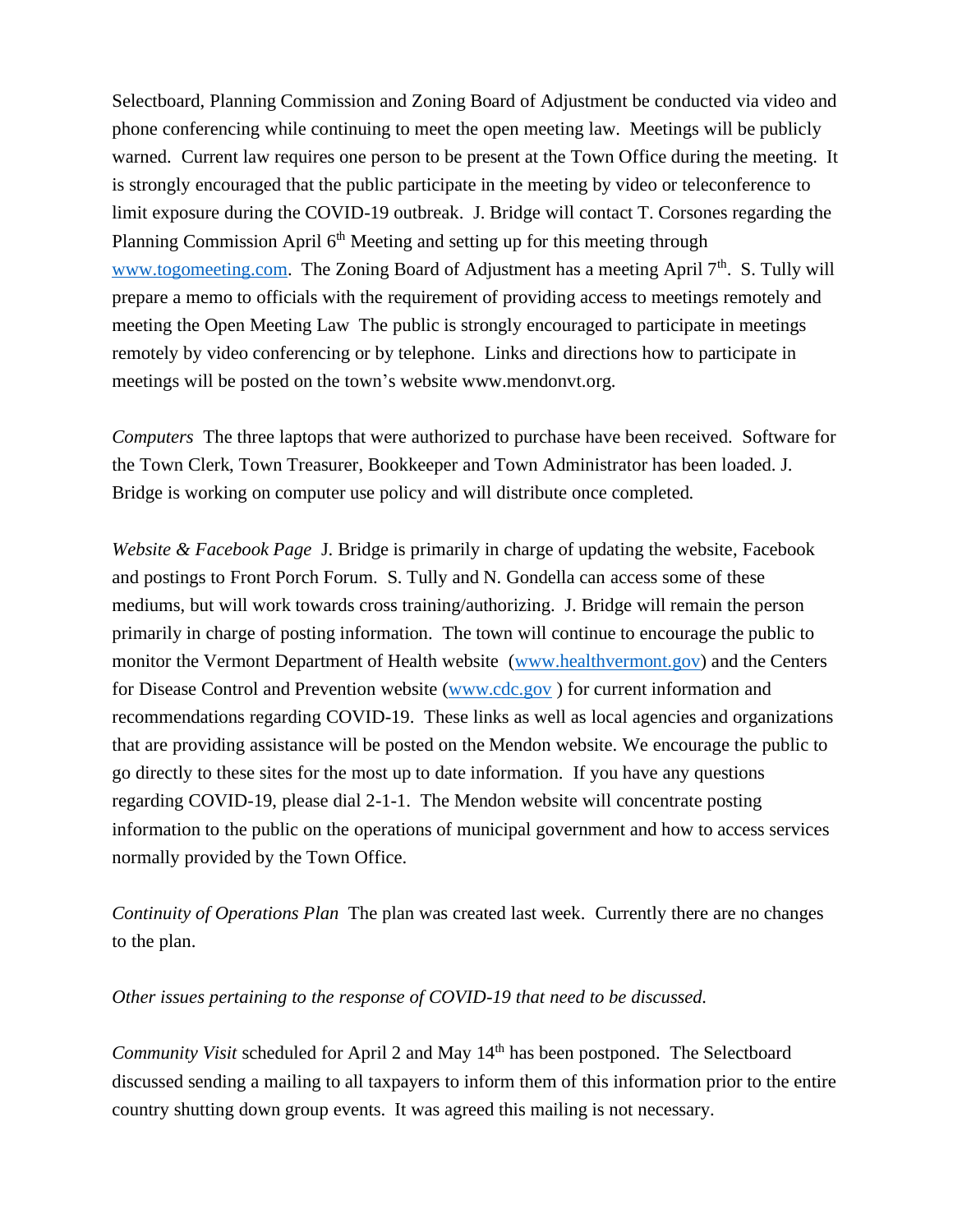Selectboard, Planning Commission and Zoning Board of Adjustment be conducted via video and phone conferencing while continuing to meet the open meeting law. Meetings will be publicly warned. Current law requires one person to be present at the Town Office during the meeting. It is strongly encouraged that the public participate in the meeting by video or teleconference to limit exposure during the COVID-19 outbreak. J. Bridge will contact T. Corsones regarding the Planning Commission April 6th Meeting and setting up for this meeting through [www.togomeeting.com](www.togomeeting.com). The Zoning Board of Adjustment has a meeting April 7th. S. Tully will prepare a memo to officials with the requirement of providing access to meetings remotely and meeting the Open Meeting Law The public is strongly encouraged to participate in meetings remotely by video conferencing or by telephone. Links and directions how to participate in meetings will be posted on the town's website www.mendonvt.org.

*Computers* The three laptops that were authorized to purchase have been received. Software for the Town Clerk, Town Treasurer, Bookkeeper and Town Administrator has been loaded. J. Bridge is working on computer use policy and will distribute once completed.

*Website & Facebook Page* J. Bridge is primarily in charge of updating the website, Facebook and postings to Front Porch Forum. S. Tully and N. Gondella can access some of these mediums, but will work towards cross training/authorizing. J. Bridge will remain the person primarily in charge of posting information. The town will continue to encourage the public to monitor the Vermont Department of Health website ([www.healthvermont.gov](www.healthvermont.gov)) and the Centers for Disease Control and Prevention website ([www.cdc.gov](www.cdc.gov) ) for current information and recommendations regarding COVID-19. These links as well as local agencies and organizations that are providing assistance will be posted on the Mendon website. We encourage the public to go directly to these sites for the most up to date information. If you have any questions regarding COVID-19, please dial 2-1-1. The Mendon website will concentrate posting information to the public on the operations of municipal government and how to access services normally provided by the Town Office.

*Continuity of Operations Plan* The plan was created last week. Currently there are no changes to the plan.

*Other issues pertaining to the response of COVID-19 that need to be discussed.*

*Community Visit* scheduled for April 2 and May 14th has been postponed. The Selectboard discussed sending a mailing to all taxpayers to inform them of this information prior to the entire country shutting down group events. It was agreed this mailing is not necessary.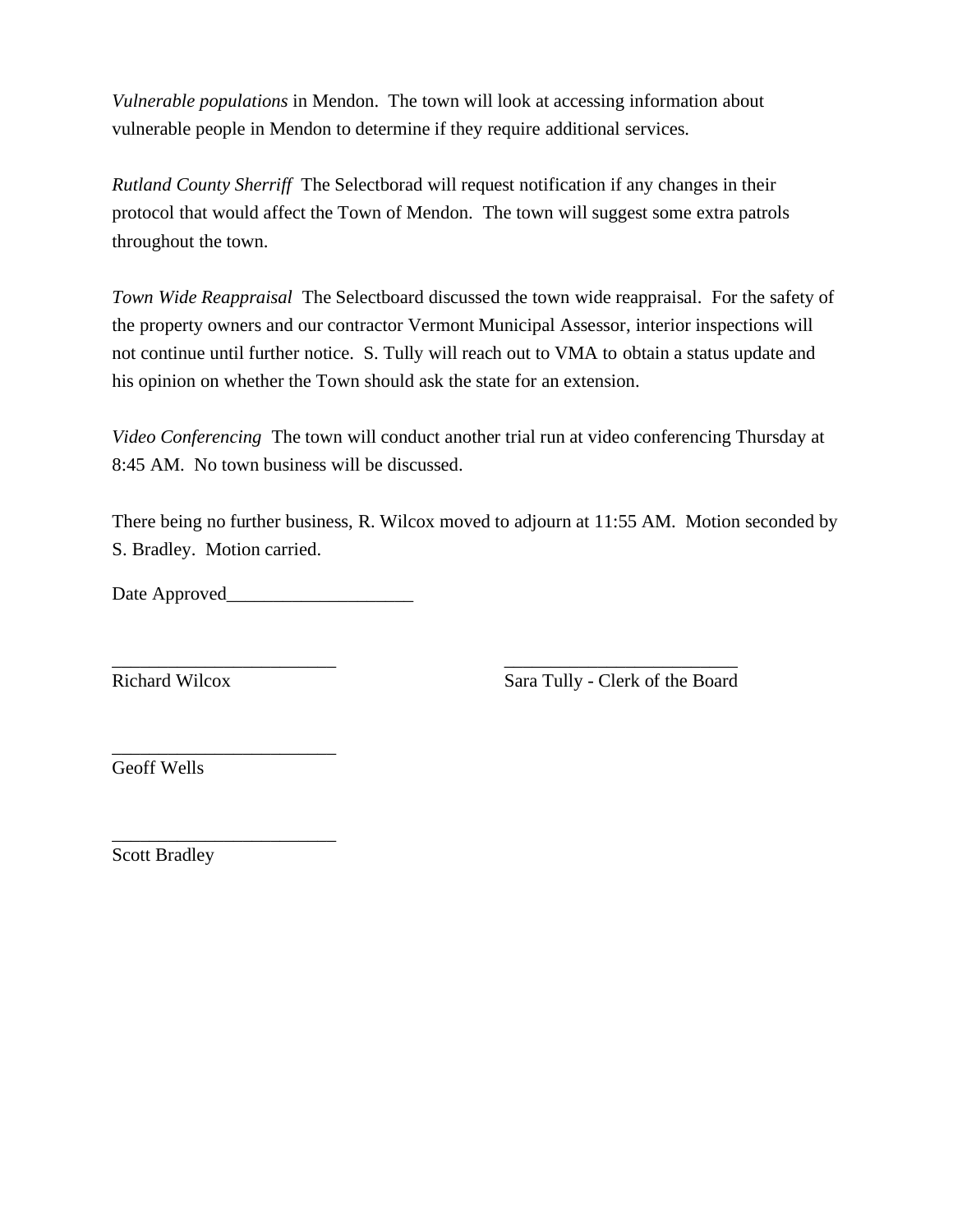*Vulnerable populations* in Mendon. The town will look at accessing information about vulnerable people in Mendon to determine if they require additional services.

*Rutland County Sherriff* The Selectborad will request notification if any changes in their protocol that would affect the Town of Mendon. The town will suggest some extra patrols throughout the town.

*Town Wide Reappraisal* The Selectboard discussed the town wide reappraisal. For the safety of the property owners and our contractor Vermont Municipal Assessor, interior inspections will not continue until further notice. S. Tully will reach out to VMA to obtain a status update and his opinion on whether the Town should ask the state for an extension.

*Video Conferencing* The town will conduct another trial run at video conferencing Thursday at 8:45 AM. No town business will be discussed.

There being no further business, R. Wilcox moved to adjourn at 11:55 AM. Motion seconded by S. Bradley. Motion carried.

Date Approved____________________

________________________
Richard Wilcox

________________________
Sara Tully - Clerk of the Board

________________________
Geoff Wells

________________________
Scott Bradley